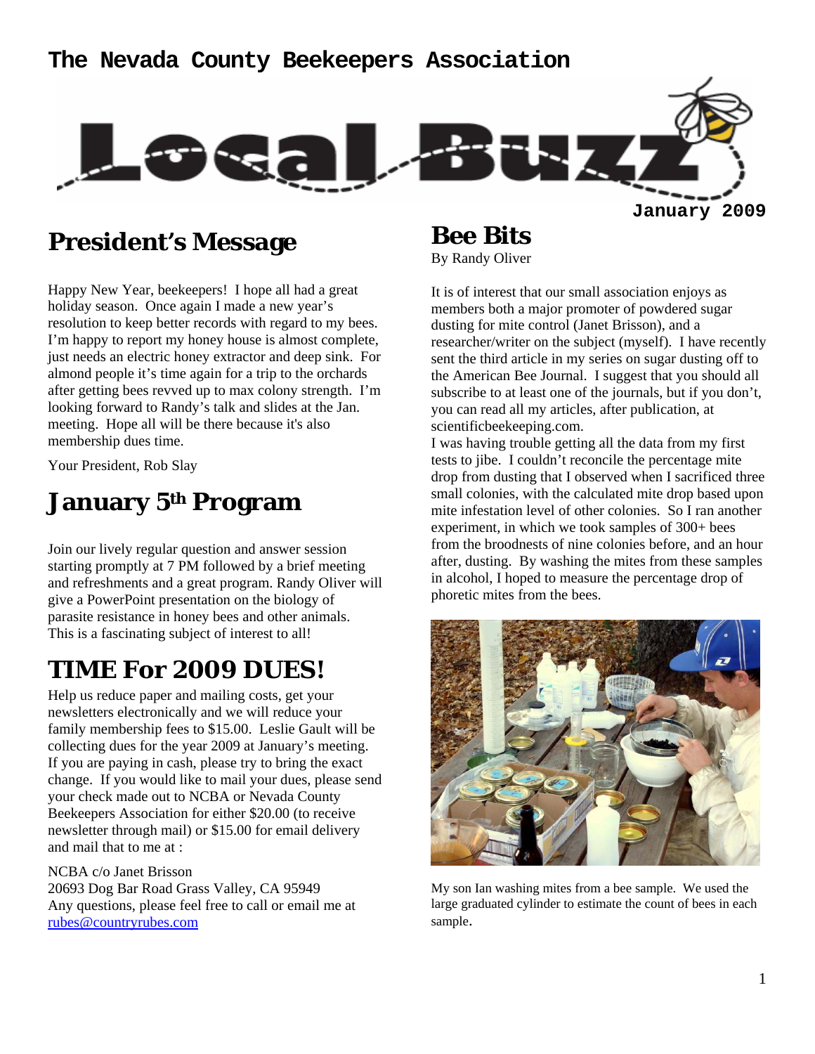# The Nevada County Beekeepers Association

# Local Buzz

January 2009

## President's Message

Happy New Year, beekeepers! I hope all had a great holiday season. Once again I made a new year's resolution to keep better records with regard to my bees. I'm happy to report my honey house is almost complete, just needs an electric honey extractor and deep sink. For almond people it's time again for a trip to the orchards after getting bees revved up to max colony strength. I'm looking forward to Randy's talk and slides at the Jan. meeting. Hope all will be there because it's also membership dues time.

Your President, Rob Slay

## January 5th Program

Join our lively regular question and answer session starting promptly at 7 PM followed by a brief meeting and refreshments and a great program. Randy Oliver will give a PowerPoint presentation on the biology of parasite resistance in honey bees and other animals. This is a fascinating subject of interest to all!

## TIME For 2009 DUES!

Help us reduce paper and mailing costs, get your newsletters electronically and we will reduce your family membership fees to $15.00. Leslie Gault will be collecting dues for the year 2009 at January's meeting. If you are paying in cash, please try to bring the exact change. If you would like to mail your dues, please send your check made out to NCBA or Nevada County Beekeepers Association for either $20.00 (to receive newsletter through mail) or $15.00 for email delivery and mail that to me at :

NCBA c/o Janet Brisson
20693 Dog Bar Road Grass Valley, CA 95949
Any questions, please feel free to call or email me at rubes@countryrubes.com

## Bee Bits

By Randy Oliver

It is of interest that our small association enjoys as members both a major promoter of powdered sugar dusting for mite control (Janet Brisson), and a researcher/writer on the subject (myself). I have recently sent the third article in my series on sugar dusting off to the American Bee Journal. I suggest that you should all subscribe to at least one of the journals, but if you don't, you can read all my articles, after publication, at scientificbeekeeping.com.

I was having trouble getting all the data from my first tests to jibe. I couldn't reconcile the percentage mite drop from dusting that I observed when I sacrificed three small colonies, with the calculated mite drop based upon mite infestation level of other colonies. So I ran another experiment, in which we took samples of 300+ bees from the broodnests of nine colonies before, and an hour after, dusting. By washing the mites from these samples in alcohol, I hoped to measure the percentage drop of phoretic mites from the bees.

My son Ian washing mites from a bee sample. We used the large graduated cylinder to estimate the count of bees in each sample.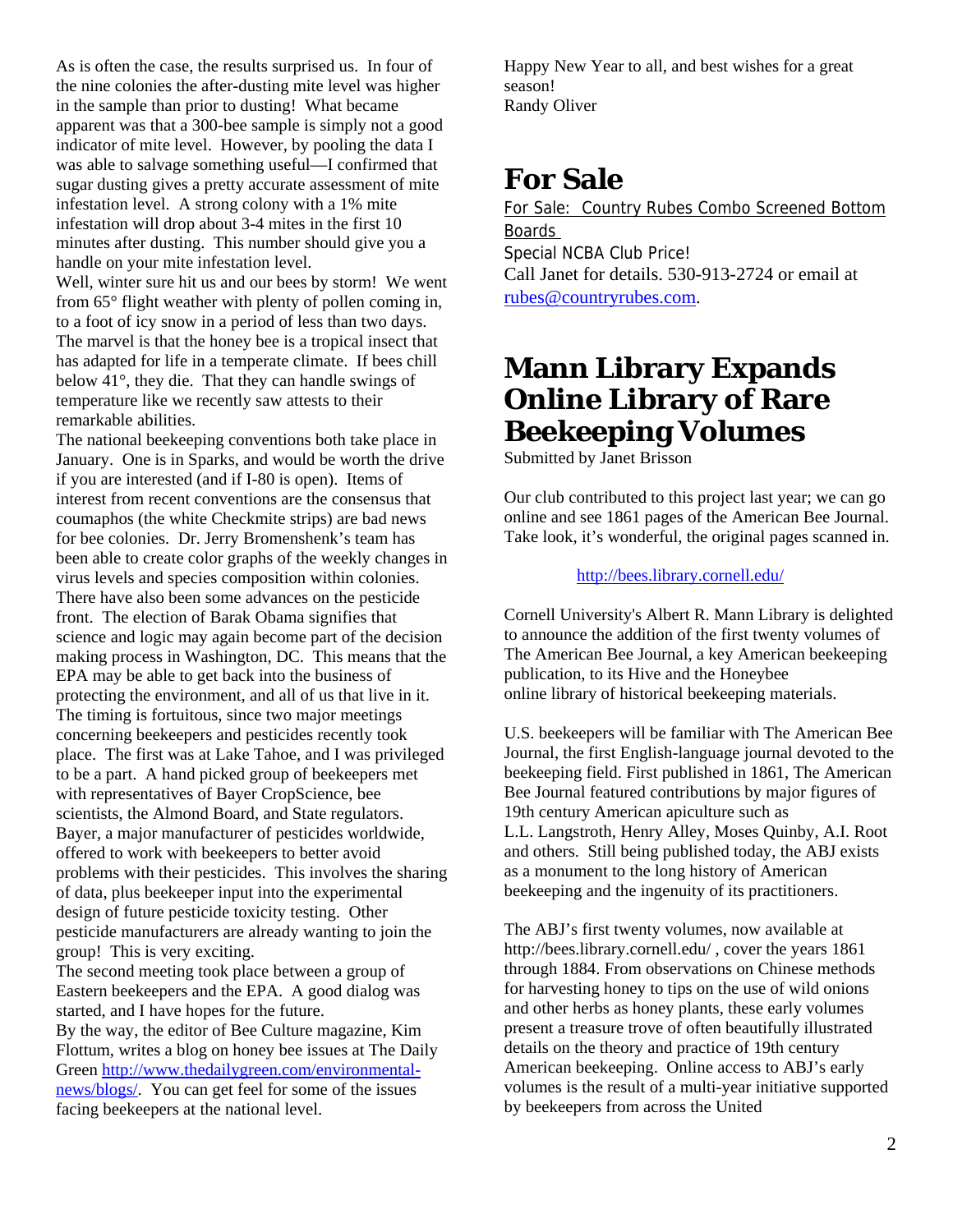As is often the case, the results surprised us. In four of the nine colonies the after-dusting mite level was higher in the sample than prior to dusting! What became apparent was that a 300-bee sample is simply not a good indicator of mite level. However, by pooling the data I was able to salvage something useful—I confirmed that sugar dusting gives a pretty accurate assessment of mite infestation level. A strong colony with a 1% mite infestation will drop about 3-4 mites in the first 10 minutes after dusting. This number should give you a handle on your mite infestation level.

Well, winter sure hit us and our bees by storm! We went from 65° flight weather with plenty of pollen coming in, to a foot of icy snow in a period of less than two days. The marvel is that the honey bee is a tropical insect that has adapted for life in a temperate climate. If bees chill below 41°, they die. That they can handle swings of temperature like we recently saw attests to their remarkable abilities.

The national beekeeping conventions both take place in January. One is in Sparks, and would be worth the drive if you are interested (and if I-80 is open). Items of interest from recent conventions are the consensus that coumaphos (the white Checkmite strips) are bad news for bee colonies. Dr. Jerry Bromenshenk's team has been able to create color graphs of the weekly changes in virus levels and species composition within colonies. There have also been some advances on the pesticide front. The election of Barak Obama signifies that science and logic may again become part of the decision making process in Washington, DC. This means that the EPA may be able to get back into the business of protecting the environment, and all of us that live in it. The timing is fortuitous, since two major meetings concerning beekeepers and pesticides recently took place. The first was at Lake Tahoe, and I was privileged to be a part. A hand picked group of beekeepers met with representatives of Bayer CropScience, bee scientists, the Almond Board, and State regulators. Bayer, a major manufacturer of pesticides worldwide, offered to work with beekeepers to better avoid problems with their pesticides. This involves the sharing of data, plus beekeeper input into the experimental design of future pesticide toxicity testing. Other pesticide manufacturers are already wanting to join the group! This is very exciting.

The second meeting took place between a group of Eastern beekeepers and the EPA. A good dialog was started, and I have hopes for the future.

By the way, the editor of Bee Culture magazine, Kim Flottum, writes a blog on honey bee issues at The Daily Green http://www.thedailygreen.com/environmental-news/blogs/. You can get feel for some of the issues facing beekeepers at the national level.

Happy New Year to all, and best wishes for a great season!
Randy Oliver

# For Sale

For Sale: Country Rubes Combo Screened Bottom Boards
Special NCBA Club Price!
Call Janet for details. 530-913-2724 or email at rubes@countryrubes.com.

# Mann Library Expands Online Library of Rare Beekeeping Volumes

Submitted by Janet Brisson

Our club contributed to this project last year; we can go online and see 1861 pages of the American Bee Journal. Take look, it's wonderful, the original pages scanned in.

http://bees.library.cornell.edu/

Cornell University's Albert R. Mann Library is delighted to announce the addition of the first twenty volumes of The American Bee Journal, a key American beekeeping publication, to its Hive and the Honeybee online library of historical beekeeping materials.

U.S. beekeepers will be familiar with The American Bee Journal, the first English-language journal devoted to the beekeeping field. First published in 1861, The American Bee Journal featured contributions by major figures of 19th century American apiculture such as L.L. Langstroth, Henry Alley, Moses Quinby, A.I. Root and others. Still being published today, the ABJ exists as a monument to the long history of American beekeeping and the ingenuity of its practitioners.

The ABJ's first twenty volumes, now available at http://bees.library.cornell.edu/ , cover the years 1861 through 1884. From observations on Chinese methods for harvesting honey to tips on the use of wild onions and other herbs as honey plants, these early volumes present a treasure trove of often beautifully illustrated details on the theory and practice of 19th century American beekeeping. Online access to ABJ's early volumes is the result of a multi-year initiative supported by beekeepers from across the United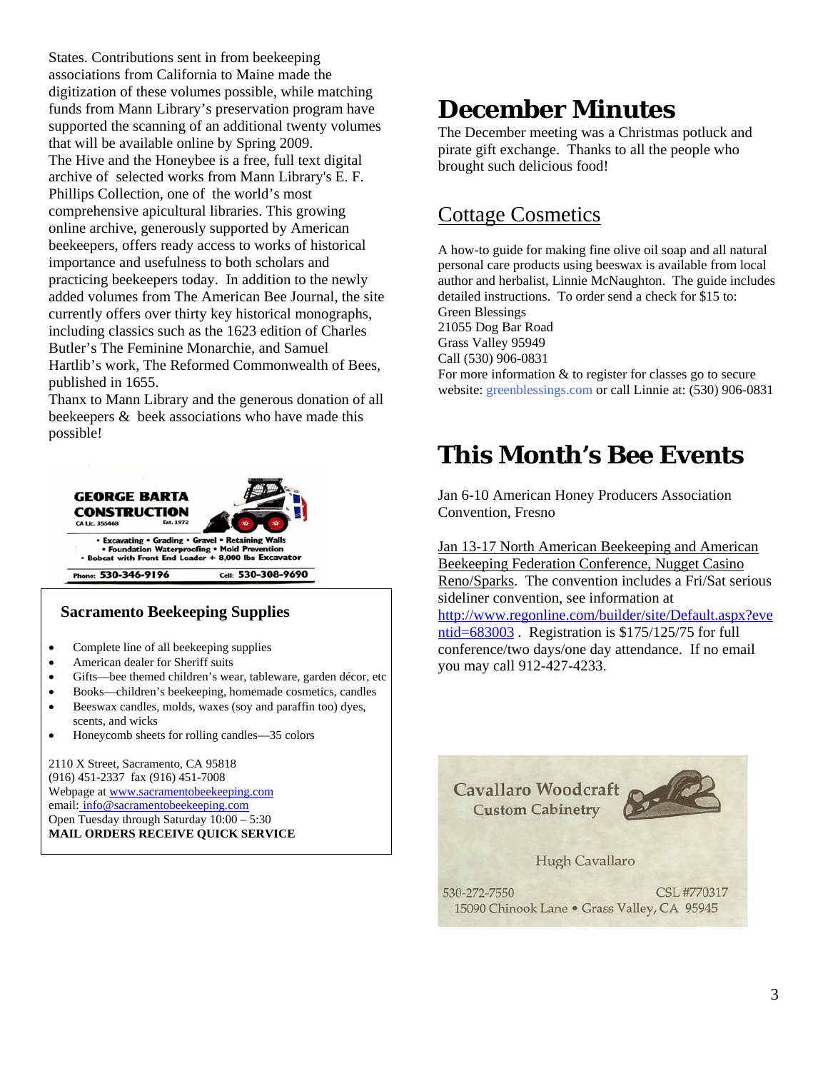States. Contributions sent in from beekeeping associations from California to Maine made the digitization of these volumes possible, while matching funds from Mann Library's preservation program have supported the scanning of an additional twenty volumes that will be available online by Spring 2009.

The Hive and the Honeybee is a free, full text digital archive of selected works from Mann Library's E. F. Phillips Collection, one of the world's most comprehensive apicultural libraries. This growing online archive, generously supported by American beekeepers, offers ready access to works of historical importance and usefulness to both scholars and practicing beekeepers today. In addition to the newly added volumes from The American Bee Journal, the site currently offers over thirty key historical monographs, including classics such as the 1623 edition of Charles Butler's The Feminine Monarchie, and Samuel Hartlib's work, The Reformed Commonwealth of Bees, published in 1655.

Thanx to Mann Library and the generous donation of all beekeepers & beek associations who have made this possible!

**GEORGE BARTA CONSTRUCTION**
CA Lic. 355468 Est. 1972

• Excavating • Grading • Gravel • Retaining Walls
• Foundation Waterproofing • Mold Prevention
• Bobcat with Front End Loader + 8,000 lbs Excavator

Phone: 530-346-9196 Cell: 530-308-9690

### Sacramento Beekeeping Supplies

- Complete line of all beekeeping supplies
- American dealer for Sheriff suits
- Gifts—bee themed children's wear, tableware, garden décor, etc
- Books—children's beekeeping, homemade cosmetics, candles
- Beeswax candles, molds, waxes (soy and paraffin too) dyes, scents, and wicks
- Honeycomb sheets for rolling candles—35 colors

2110 X Street, Sacramento, CA 95818
(916) 451-2337 fax (916) 451-7008
Webpage at www.sacramentobeekeeping.com
email: info@sacramentobeekeeping.com
Open Tuesday through Saturday 10:00 – 5:30
**MAIL ORDERS RECEIVE QUICK SERVICE**

# December Minutes

The December meeting was a Christmas potluck and pirate gift exchange. Thanks to all the people who brought such delicious food!

## Cottage Cosmetics

A how-to guide for making fine olive oil soap and all natural personal care products using beeswax is available from local author and herbalist, Linnie McNaughton. The guide includes detailed instructions. To order send a check for $15 to:
Green Blessings
21055 Dog Bar Road
Grass Valley 95949
Call (530) 906-0831
For more information & to register for classes go to secure website: greenblessings.com or call Linnie at: (530) 906-0831

# This Month's Bee Events

Jan 6-10 American Honey Producers Association Convention, Fresno

Jan 13-17 North American Beekeeping and American Beekeeping Federation Conference, Nugget Casino Reno/Sparks. The convention includes a Fri/Sat serious sideliner convention, see information at http://www.regonline.com/builder/site/Default.aspx?eventid=683003 . Registration is $175/125/75 for full conference/two days/one day attendance. If no email you may call 912-427-4233.

Cavallaro Woodcraft
Custom Cabinetry

Hugh Cavallaro

530-272-7550 CSL #770317
15090 Chinook Lane • Grass Valley, CA 95945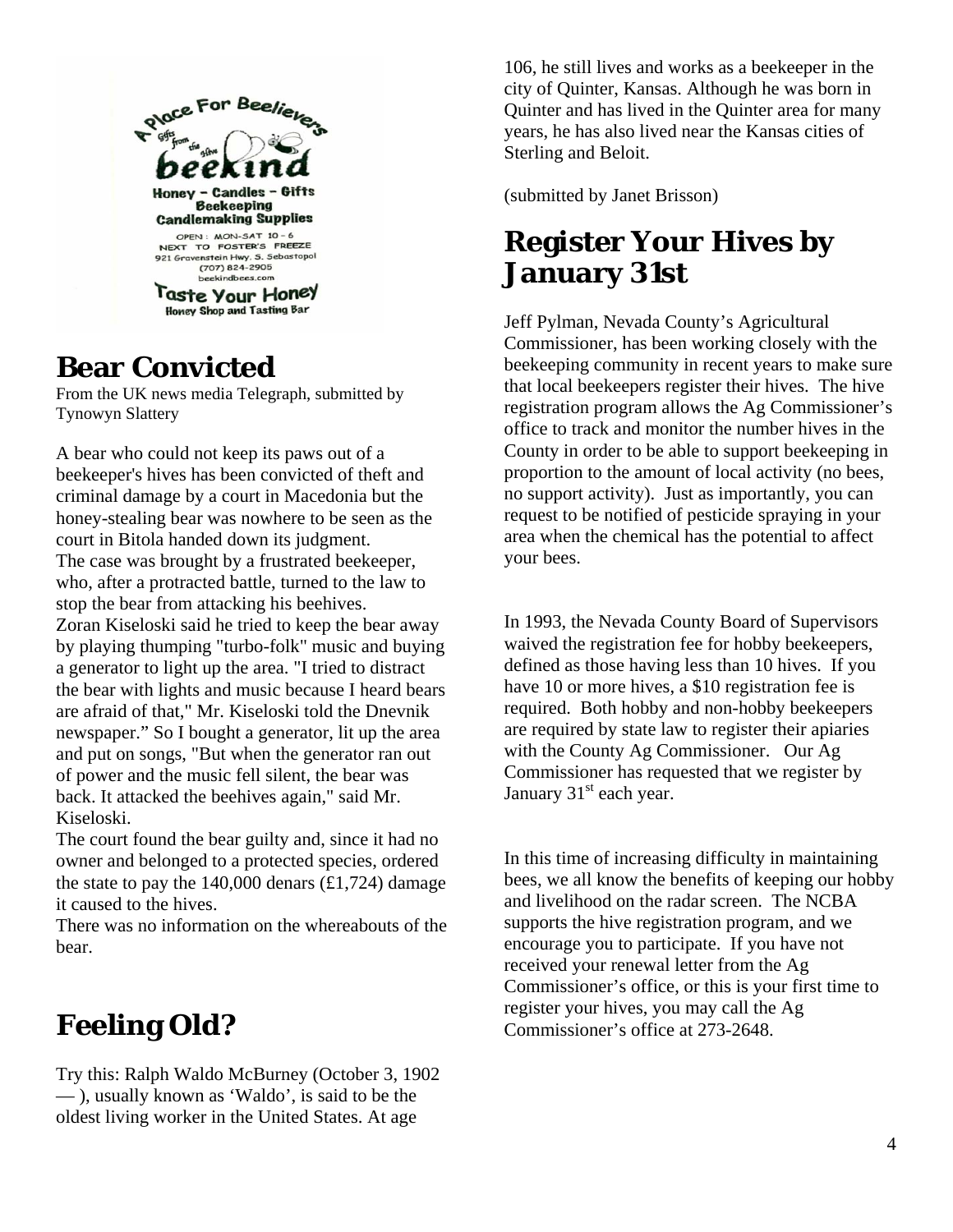A Place For Beelievers

Gifts from the Hive

beekind

Honey – Candles – Gifts
Beekeeping
Candlemaking Supplies

OPEN: MON-SAT 10 - 6
NEXT TO FOSTER'S FREEZE
921 Gravenstein Hwy. S. Sebastopol
(707) 824-2905
beekindbees.com

Taste Your Honey
Honey Shop and Tasting Bar

## Bear Convicted

From the UK news media Telegraph, submitted by Tynowyn Slattery

A bear who could not keep its paws out of a beekeeper's hives has been convicted of theft and criminal damage by a court in Macedonia but the honey-stealing bear was nowhere to be seen as the court in Bitola handed down its judgment.
The case was brought by a frustrated beekeeper, who, after a protracted battle, turned to the law to stop the bear from attacking his beehives.
Zoran Kiseloski said he tried to keep the bear away by playing thumping "turbo-folk" music and buying a generator to light up the area. "I tried to distract the bear with lights and music because I heard bears are afraid of that," Mr. Kiseloski told the Dnevnik newspaper." So I bought a generator, lit up the area and put on songs, "But when the generator ran out of power and the music fell silent, the bear was back. It attacked the beehives again," said Mr. Kiseloski.
The court found the bear guilty and, since it had no owner and belonged to a protected species, ordered the state to pay the 140,000 denars (£1,724) damage it caused to the hives.
There was no information on the whereabouts of the bear.

## Feeling Old?

Try this: Ralph Waldo McBurney (October 3, 1902 — ), usually known as 'Waldo', is said to be the oldest living worker in the United States. At age 106, he still lives and works as a beekeeper in the city of Quinter, Kansas. Although he was born in Quinter and has lived in the Quinter area for many years, he has also lived near the Kansas cities of Sterling and Beloit.

(submitted by Janet Brisson)

## Register Your Hives by January 31st

Jeff Pylman, Nevada County's Agricultural Commissioner, has been working closely with the beekeeping community in recent years to make sure that local beekeepers register their hives. The hive registration program allows the Ag Commissioner's office to track and monitor the number hives in the County in order to be able to support beekeeping in proportion to the amount of local activity (no bees, no support activity). Just as importantly, you can request to be notified of pesticide spraying in your area when the chemical has the potential to affect your bees.

In 1993, the Nevada County Board of Supervisors waived the registration fee for hobby beekeepers, defined as those having less than 10 hives. If you have 10 or more hives, a $10 registration fee is required. Both hobby and non-hobby beekeepers are required by state law to register their apiaries with the County Ag Commissioner. Our Ag Commissioner has requested that we register by January 31st each year.

In this time of increasing difficulty in maintaining bees, we all know the benefits of keeping our hobby and livelihood on the radar screen. The NCBA supports the hive registration program, and we encourage you to participate. If you have not received your renewal letter from the Ag Commissioner's office, or this is your first time to register your hives, you may call the Ag Commissioner's office at 273-2648.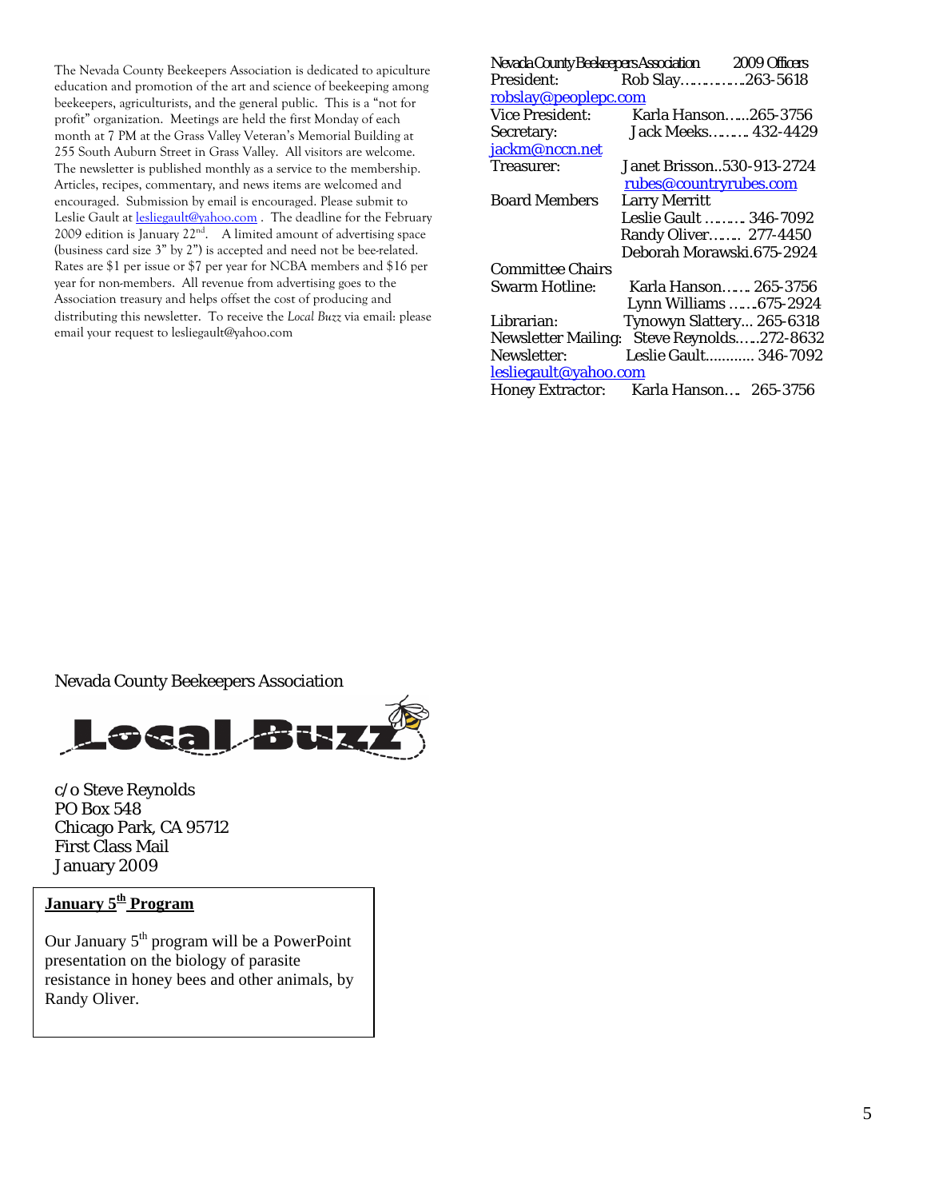The Nevada County Beekeepers Association is dedicated to apiculture education and promotion of the art and science of beekeeping among beekeepers, agriculturists, and the general public. This is a "not for profit" organization. Meetings are held the first Monday of each month at 7 PM at the Grass Valley Veteran's Memorial Building at 255 South Auburn Street in Grass Valley. All visitors are welcome. The newsletter is published monthly as a service to the membership. Articles, recipes, commentary, and news items are welcomed and encouraged. Submission by email is encouraged. Please submit to Leslie Gault at lesliegault@yahoo.com . The deadline for the February 2009 edition is January 22nd. A limited amount of advertising space (business card size 3" by 2") is accepted and need not be bee-related. Rates are $1 per issue or $7 per year for NCBA members and $16 per year for non-members. All revenue from advertising goes to the Association treasury and helps offset the cost of producing and distributing this newsletter. To receive the *Local Buzz* via email: please email your request to lesliegault@yahoo.com

**Nevada County Beekeepers Association 2009 Officers**

President: Rob Slay……………263-5618
robslay@peoplepc.com
Vice President: Karla Hanson…...265-3756
Secretary: Jack Meeks……… 432-4429
jackm@nccn.net
Treasurer: Janet Brisson..530-913-2724
rubes@countryrubes.com
Board Members: Larry Merritt
Leslie Gault ……… 346-7092
Randy Oliver……. 277-4450
Deborah Morawski.675-2924

**Committee Chairs**

Swarm Hotline: Karla Hanson…… 265-3756
Lynn Williams ……675-2924
Librarian: Tynowyn Slattery… 265-6318
Newsletter Mailing: Steve Reynolds…..272-8632
Newsletter: Leslie Gault............ 346-7092
lesliegault@yahoo.com
Honey Extractor: Karla Hanson…. 265-3756

Nevada County Beekeepers Association

**Local Buzz**

c/o Steve Reynolds
PO Box 548
Chicago Park, CA 95712
First Class Mail
January 2009

## January 5th Program

Our January 5th program will be a PowerPoint presentation on the biology of parasite resistance in honey bees and other animals, by Randy Oliver.